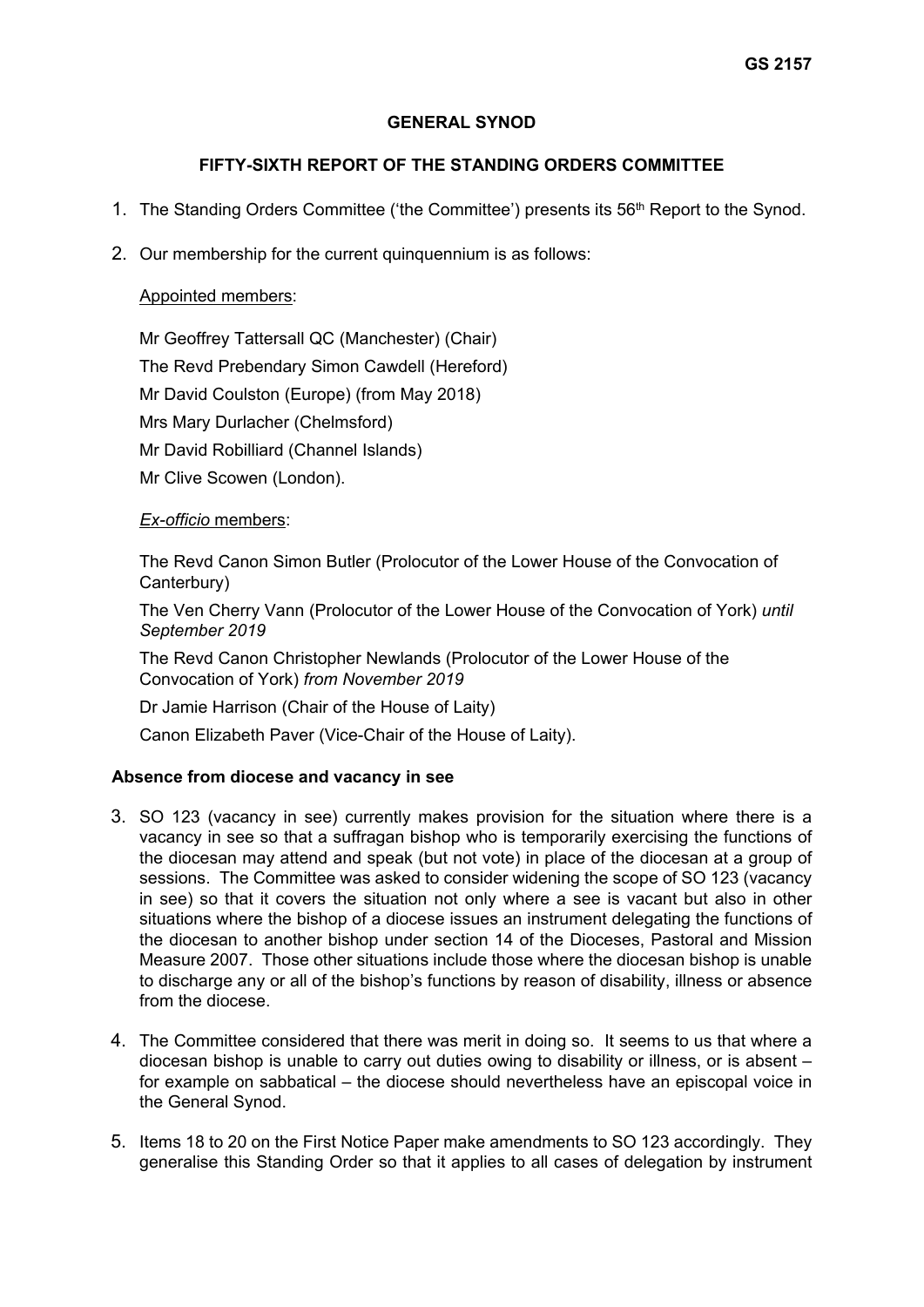GS 2157

# GENERAL SYNOD

## FIFTY-SIXTH REPORT OF THE STANDING ORDERS COMMITTEE

1. The Standing Orders Committee ('the Committee') presents its 56th Report to the Synod.

2. Our membership for the current quinquennium is as follows:

   Appointed members:

   Mr Geoffrey Tattersall QC (Manchester) (Chair)
   The Revd Prebendary Simon Cawdell (Hereford)
   Mr David Coulston (Europe) (from May 2018)
   Mrs Mary Durlacher (Chelmsford)
   Mr David Robilliard (Channel Islands)
   Mr Clive Scowen (London).

   *Ex-officio* members:

   The Revd Canon Simon Butler (Prolocutor of the Lower House of the Convocation of Canterbury)
   The Ven Cherry Vann (Prolocutor of the Lower House of the Convocation of York) *until September 2019*
   The Revd Canon Christopher Newlands (Prolocutor of the Lower House of the Convocation of York) *from November 2019*
   Dr Jamie Harrison (Chair of the House of Laity)
   Canon Elizabeth Paver (Vice-Chair of the House of Laity).

### Absence from diocese and vacancy in see

3. SO 123 (vacancy in see) currently makes provision for the situation where there is a vacancy in see so that a suffragan bishop who is temporarily exercising the functions of the diocesan may attend and speak (but not vote) in place of the diocesan at a group of sessions. The Committee was asked to consider widening the scope of SO 123 (vacancy in see) so that it covers the situation not only where a see is vacant but also in other situations where the bishop of a diocese issues an instrument delegating the functions of the diocesan to another bishop under section 14 of the Dioceses, Pastoral and Mission Measure 2007. Those other situations include those where the diocesan bishop is unable to discharge any or all of the bishop's functions by reason of disability, illness or absence from the diocese.

4. The Committee considered that there was merit in doing so. It seems to us that where a diocesan bishop is unable to carry out duties owing to disability or illness, or is absent – for example on sabbatical – the diocese should nevertheless have an episcopal voice in the General Synod.

5. Items 18 to 20 on the First Notice Paper make amendments to SO 123 accordingly. They generalise this Standing Order so that it applies to all cases of delegation by instrument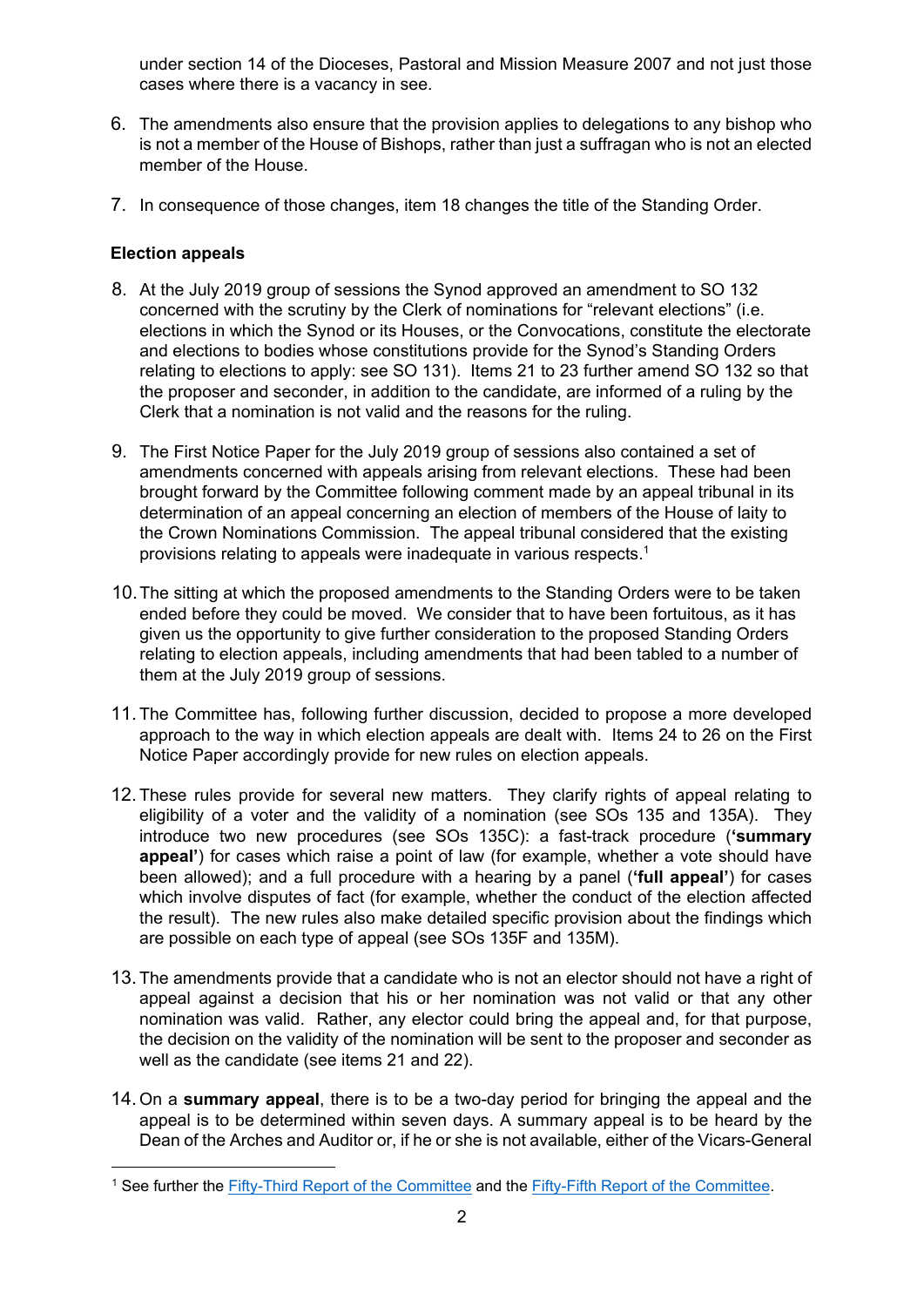under section 14 of the Dioceses, Pastoral and Mission Measure 2007 and not just those cases where there is a vacancy in see.

6. The amendments also ensure that the provision applies to delegations to any bishop who is not a member of the House of Bishops, rather than just a suffragan who is not an elected member of the House.

7. In consequence of those changes, item 18 changes the title of the Standing Order.

**Election appeals**

8. At the July 2019 group of sessions the Synod approved an amendment to SO 132 concerned with the scrutiny by the Clerk of nominations for "relevant elections" (i.e. elections in which the Synod or its Houses, or the Convocations, constitute the electorate and elections to bodies whose constitutions provide for the Synod's Standing Orders relating to elections to apply: see SO 131). Items 21 to 23 further amend SO 132 so that the proposer and seconder, in addition to the candidate, are informed of a ruling by the Clerk that a nomination is not valid and the reasons for the ruling.

9. The First Notice Paper for the July 2019 group of sessions also contained a set of amendments concerned with appeals arising from relevant elections. These had been brought forward by the Committee following comment made by an appeal tribunal in its determination of an appeal concerning an election of members of the House of laity to the Crown Nominations Commission. The appeal tribunal considered that the existing provisions relating to appeals were inadequate in various respects.[1]

10. The sitting at which the proposed amendments to the Standing Orders were to be taken ended before they could be moved. We consider that to have been fortuitous, as it has given us the opportunity to give further consideration to the proposed Standing Orders relating to election appeals, including amendments that had been tabled to a number of them at the July 2019 group of sessions.

11. The Committee has, following further discussion, decided to propose a more developed approach to the way in which election appeals are dealt with. Items 24 to 26 on the First Notice Paper accordingly provide for new rules on election appeals.

12. These rules provide for several new matters. They clarify rights of appeal relating to eligibility of a voter and the validity of a nomination (see SOs 135 and 135A). They introduce two new procedures (see SOs 135C): a fast-track procedure (**'summary appeal'**) for cases which raise a point of law (for example, whether a vote should have been allowed); and a full procedure with a hearing by a panel (**'full appeal'**) for cases which involve disputes of fact (for example, whether the conduct of the election affected the result). The new rules also make detailed specific provision about the findings which are possible on each type of appeal (see SOs 135F and 135M).

13. The amendments provide that a candidate who is not an elector should not have a right of appeal against a decision that his or her nomination was not valid or that any other nomination was valid. Rather, any elector could bring the appeal and, for that purpose, the decision on the validity of the nomination will be sent to the proposer and seconder as well as the candidate (see items 21 and 22).

14. On a **summary appeal**, there is to be a two-day period for bringing the appeal and the appeal is to be determined within seven days. A summary appeal is to be heard by the Dean of the Arches and Auditor or, if he or she is not available, either of the Vicars-General

[1] See further the Fifty-Third Report of the Committee and the Fifty-Fifth Report of the Committee.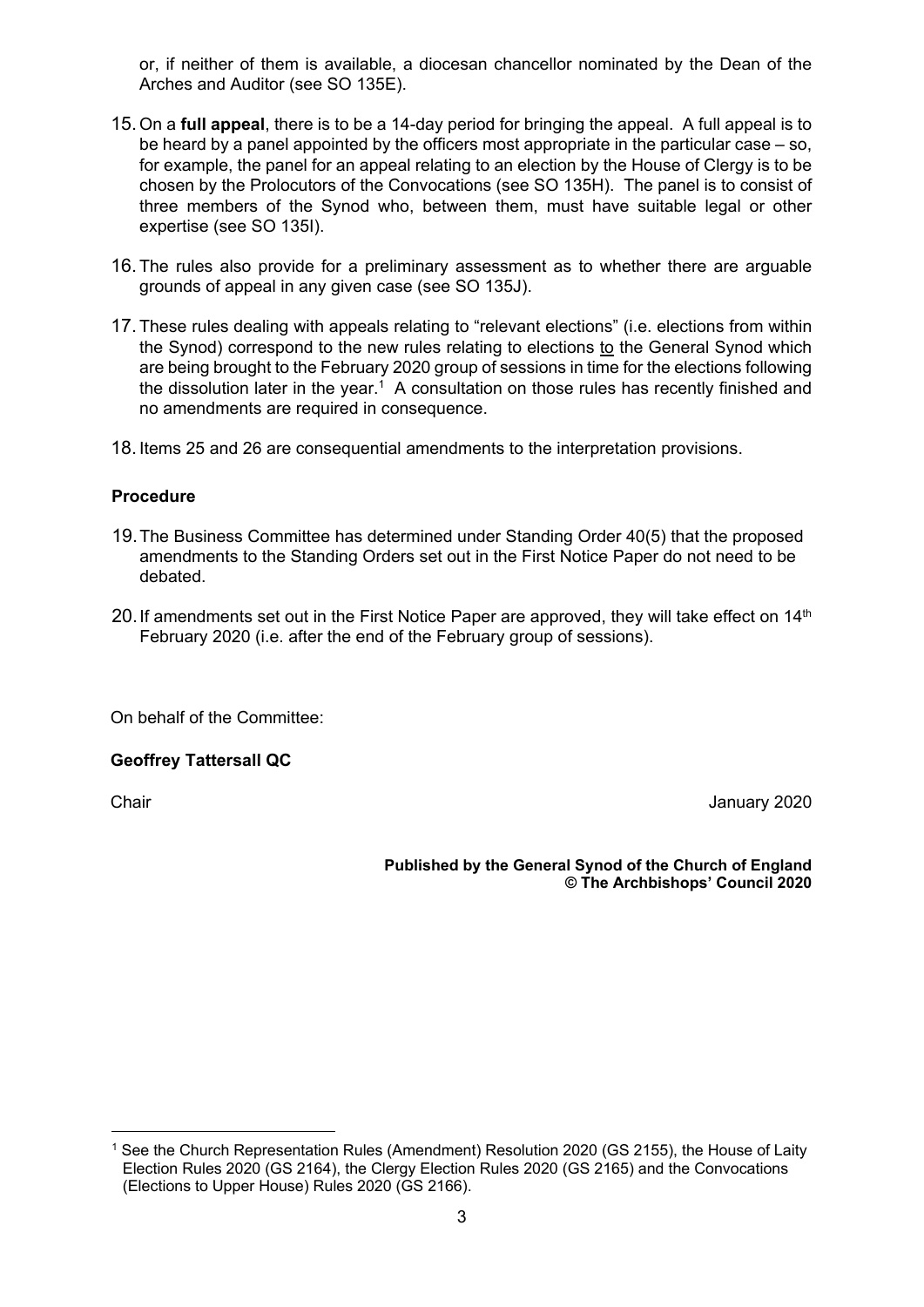or, if neither of them is available, a diocesan chancellor nominated by the Dean of the Arches and Auditor (see SO 135E).

15. On a **full appeal**, there is to be a 14-day period for bringing the appeal. A full appeal is to be heard by a panel appointed by the officers most appropriate in the particular case – so, for example, the panel for an appeal relating to an election by the House of Clergy is to be chosen by the Prolocutors of the Convocations (see SO 135H). The panel is to consist of three members of the Synod who, between them, must have suitable legal or other expertise (see SO 135I).

16. The rules also provide for a preliminary assessment as to whether there are arguable grounds of appeal in any given case (see SO 135J).

17. These rules dealing with appeals relating to "relevant elections" (i.e. elections from within the Synod) correspond to the new rules relating to elections to the General Synod which are being brought to the February 2020 group of sessions in time for the elections following the dissolution later in the year.[1] A consultation on those rules has recently finished and no amendments are required in consequence.

18. Items 25 and 26 are consequential amendments to the interpretation provisions.

**Procedure**

19. The Business Committee has determined under Standing Order 40(5) that the proposed amendments to the Standing Orders set out in the First Notice Paper do not need to be debated.

20. If amendments set out in the First Notice Paper are approved, they will take effect on 14th February 2020 (i.e. after the end of the February group of sessions).

On behalf of the Committee:

**Geoffrey Tattersall QC**

Chair

January 2020

**Published by the General Synod of the Church of England**
**© The Archbishops' Council 2020**

[1] See the Church Representation Rules (Amendment) Resolution 2020 (GS 2155), the House of Laity Election Rules 2020 (GS 2164), the Clergy Election Rules 2020 (GS 2165) and the Convocations (Elections to Upper House) Rules 2020 (GS 2166).